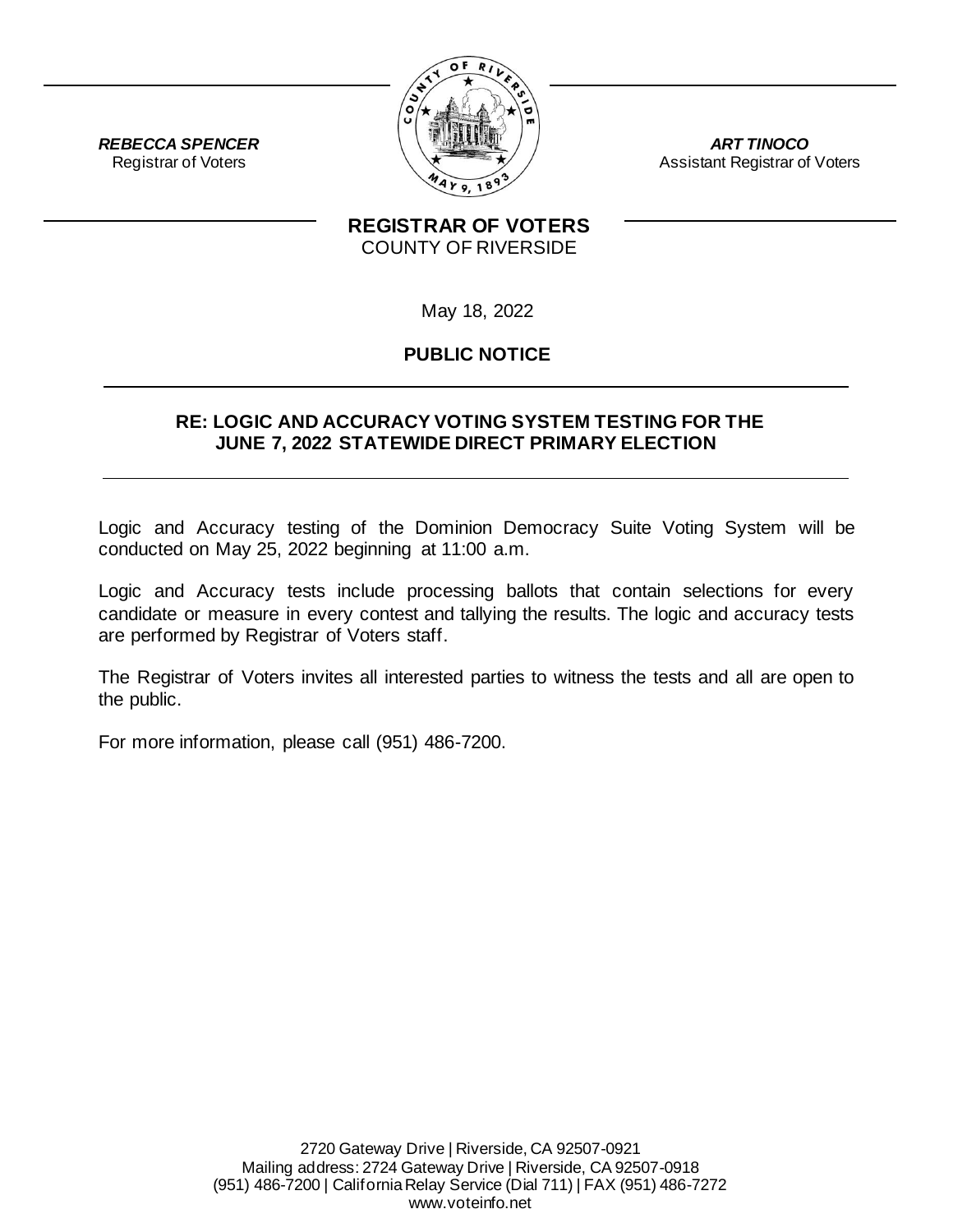***REBECCA SPENCER***
Registrar of Voters

***ART TINOCO***
Assistant Registrar of Voters

**REGISTRAR OF VOTERS**
COUNTY OF RIVERSIDE

May 18, 2022

**PUBLIC NOTICE**

**RE: LOGIC AND ACCURACY VOTING SYSTEM TESTING FOR THE JUNE 7, 2022 STATEWIDE DIRECT PRIMARY ELECTION**

Logic and Accuracy testing of the Dominion Democracy Suite Voting System will be conducted on May 25, 2022 beginning at 11:00 a.m.

Logic and Accuracy tests include processing ballots that contain selections for every candidate or measure in every contest and tallying the results. The logic and accuracy tests are performed by Registrar of Voters staff.

The Registrar of Voters invites all interested parties to witness the tests and all are open to the public.

For more information, please call (951) 486-7200.

2720 Gateway Drive | Riverside, CA 92507-0921
Mailing address: 2724 Gateway Drive | Riverside, CA 92507-0918
(951) 486-7200 | California Relay Service (Dial 711) | FAX (951) 486-7272
www.voteinfo.net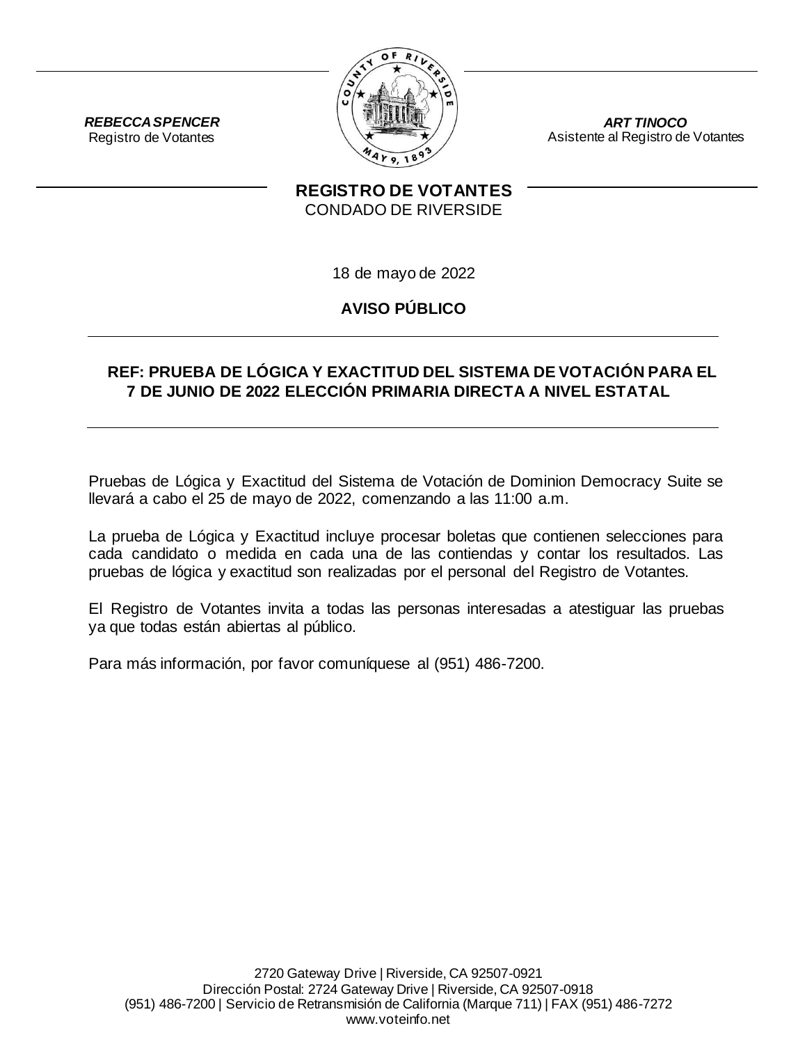***REBECCA SPENCER***
Registro de Votantes

***ART TINOCO***
Asistente al Registro de Votantes

**REGISTRO DE VOTANTES**
CONDADO DE RIVERSIDE

18 de mayo de 2022

**AVISO PÚBLICO**

---

**REF: PRUEBA DE LÓGICA Y EXACTITUD DEL SISTEMA DE VOTACIÓN PARA EL 7 DE JUNIO DE 2022 ELECCIÓN PRIMARIA DIRECTA A NIVEL ESTATAL**

---

Pruebas de Lógica y Exactitud del Sistema de Votación de Dominion Democracy Suite se llevará a cabo el 25 de mayo de 2022, comenzando a las 11:00 a.m.

La prueba de Lógica y Exactitud incluye procesar boletas que contienen selecciones para cada candidato o medida en cada una de las contiendas y contar los resultados. Las pruebas de lógica y exactitud son realizadas por el personal del Registro de Votantes.

El Registro de Votantes invita a todas las personas interesadas a atestiguar las pruebas ya que todas están abiertas al público.

Para más información, por favor comuníquese al (951) 486-7200.

2720 Gateway Drive | Riverside, CA 92507-0921
Dirección Postal: 2724 Gateway Drive | Riverside, CA 92507-0918
(951) 486-7200 | Servicio de Retransmisión de California (Marque 711) | FAX (951) 486-7272
www.voteinfo.net